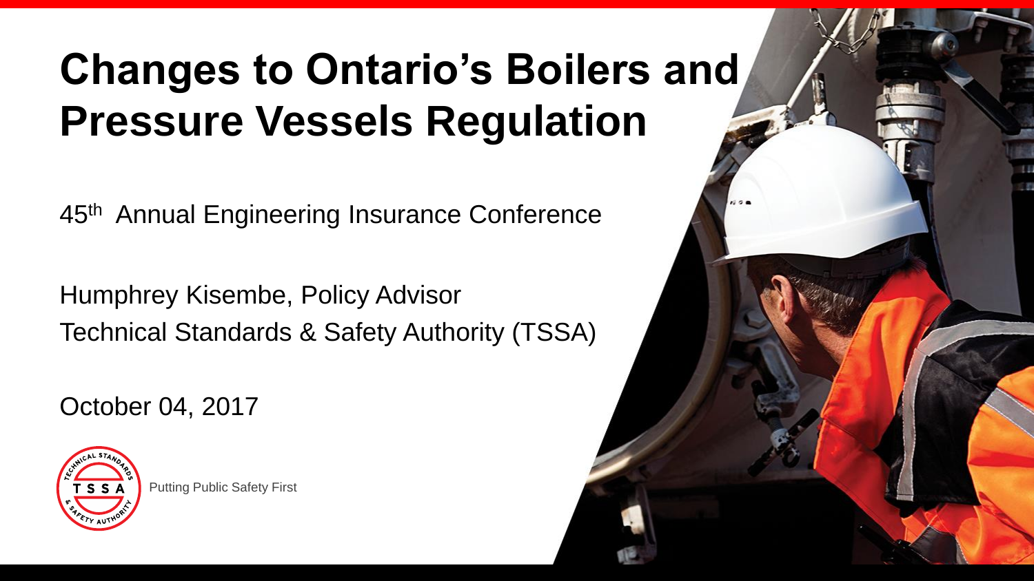# Changes to Ontario's Boilers and Pressure Vessels Regulation

45th Annual Engineering Insurance Conference

Humphrey Kisembe, Policy Advisor
Technical Standards & Safety Authority (TSSA)

October 04, 2017

Putting Public Safety First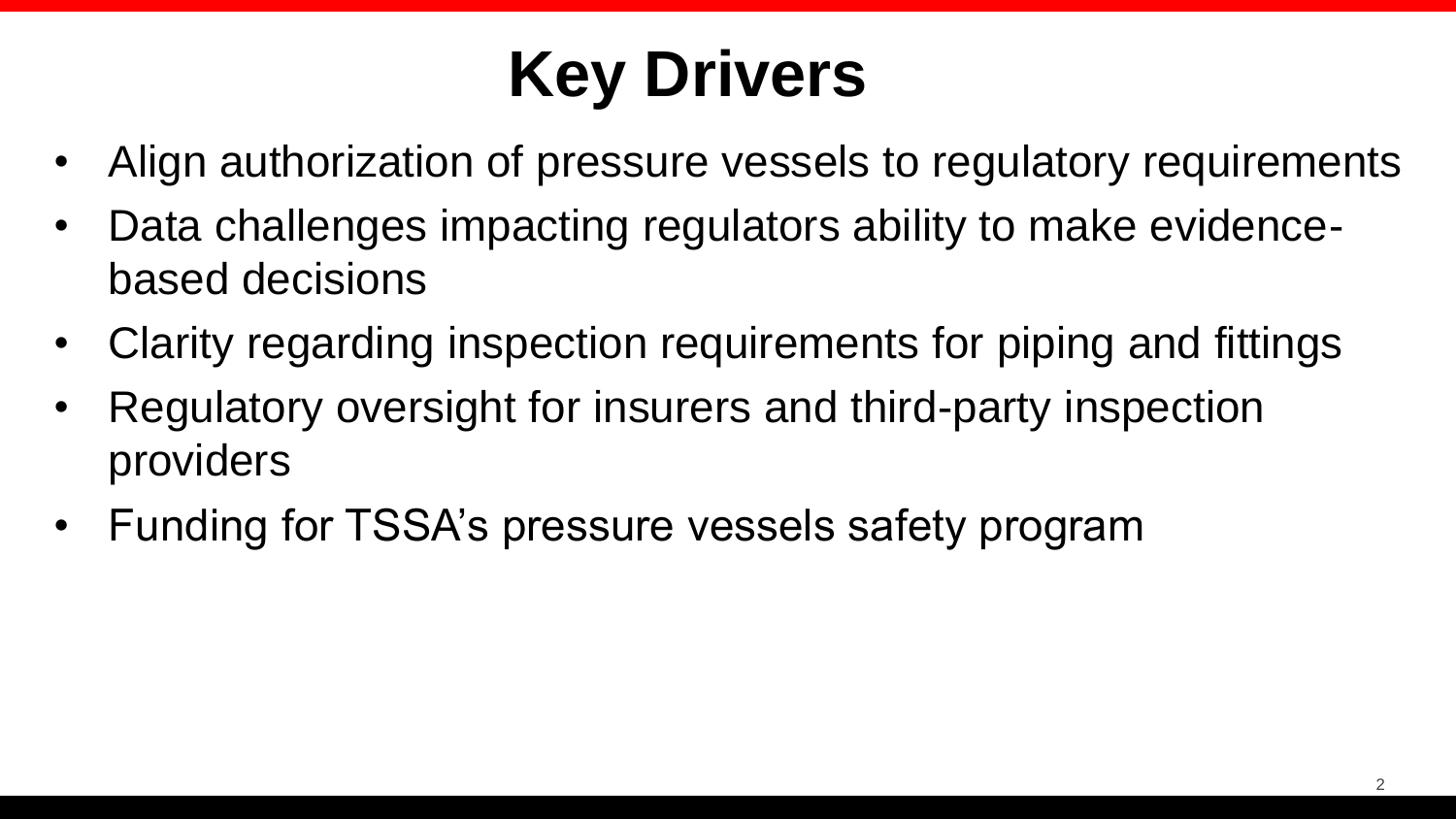# Key Drivers

- Align authorization of pressure vessels to regulatory requirements
- Data challenges impacting regulators ability to make evidence-based decisions
- Clarity regarding inspection requirements for piping and fittings
- Regulatory oversight for insurers and third-party inspection providers
- Funding for TSSA's pressure vessels safety program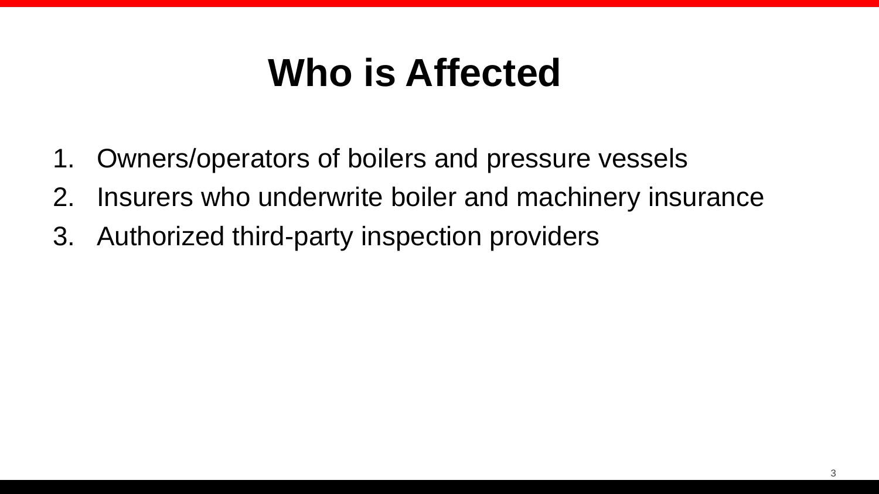# Who is Affected

1. Owners/operators of boilers and pressure vessels
2. Insurers who underwrite boiler and machinery insurance
3. Authorized third-party inspection providers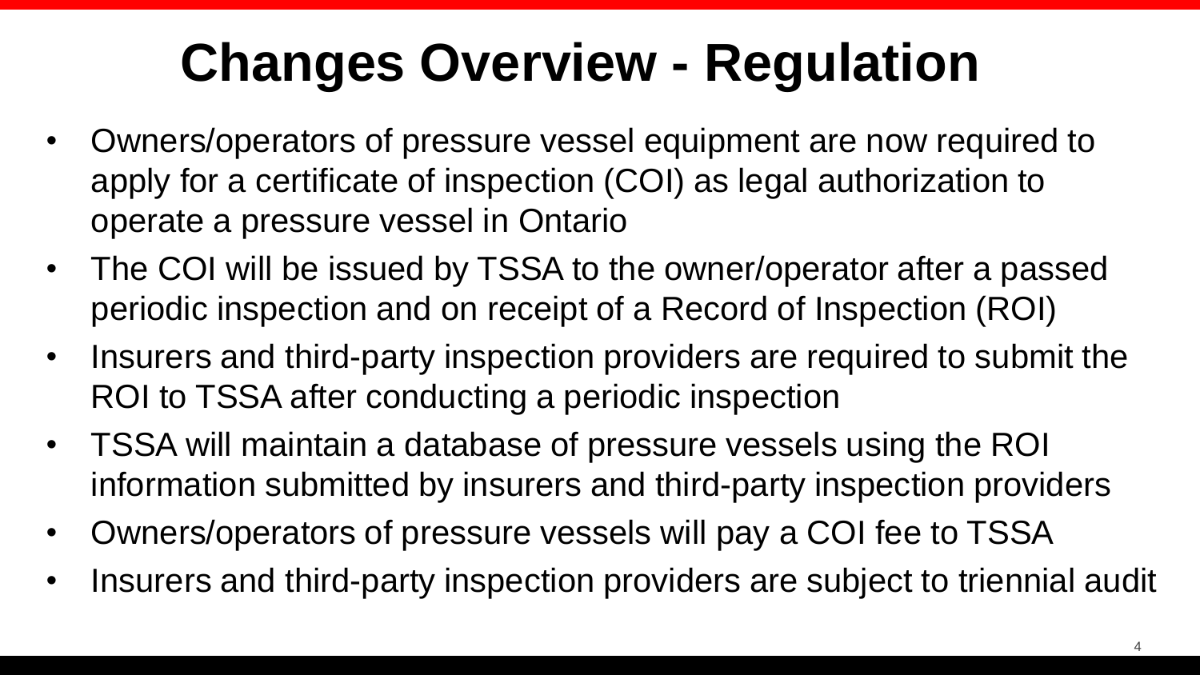# Changes Overview - Regulation

- Owners/operators of pressure vessel equipment are now required to apply for a certificate of inspection (COI) as legal authorization to operate a pressure vessel in Ontario
- The COI will be issued by TSSA to the owner/operator after a passed periodic inspection and on receipt of a Record of Inspection (ROI)
- Insurers and third-party inspection providers are required to submit the ROI to TSSA after conducting a periodic inspection
- TSSA will maintain a database of pressure vessels using the ROI information submitted by insurers and third-party inspection providers
- Owners/operators of pressure vessels will pay a COI fee to TSSA
- Insurers and third-party inspection providers are subject to triennial audit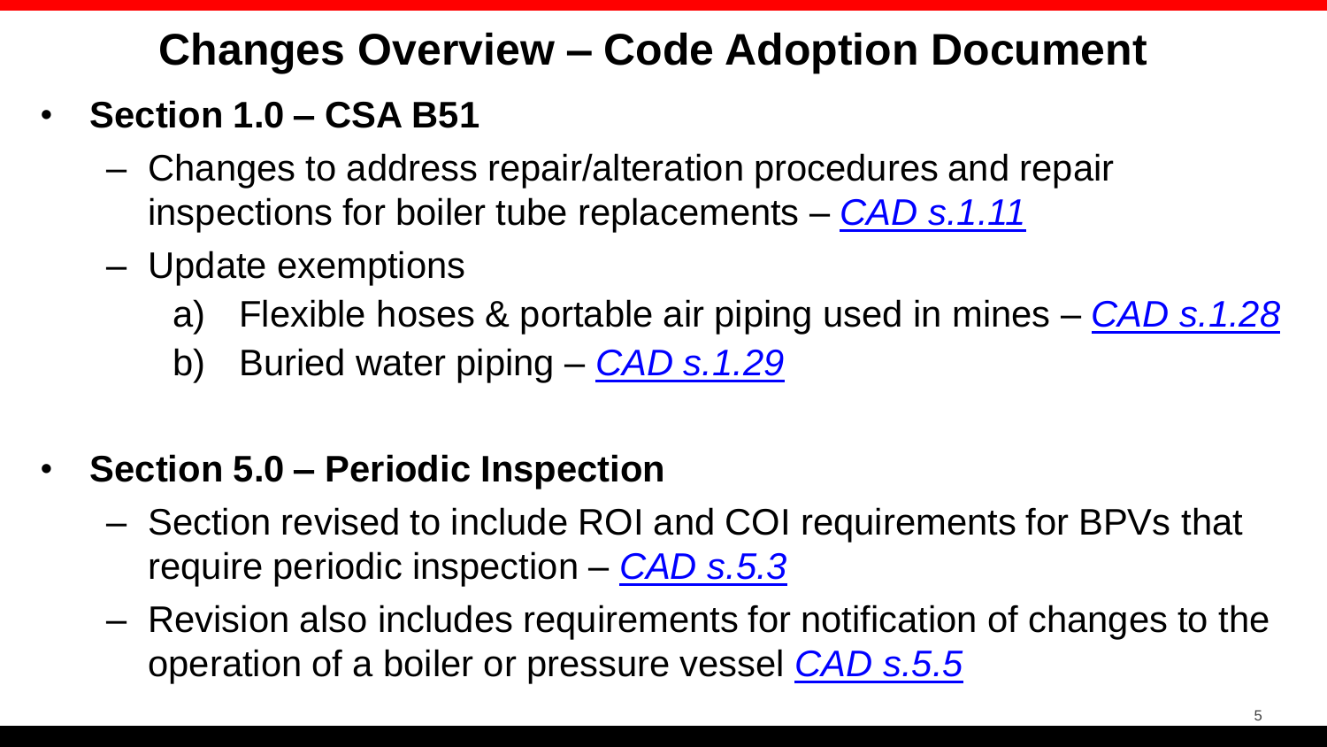# Changes Overview – Code Adoption Document

- **Section 1.0 – CSA B51**
  - Changes to address repair/alteration procedures and repair inspections for boiler tube replacements – *CAD s.1.11*
  - Update exemptions
    a) Flexible hoses & portable air piping used in mines – *CAD s.1.28*
    b) Buried water piping – *CAD s.1.29*

- **Section 5.0 – Periodic Inspection**
  - Section revised to include ROI and COI requirements for BPVs that require periodic inspection – *CAD s.5.3*
  - Revision also includes requirements for notification of changes to the operation of a boiler or pressure vessel *CAD s.5.5*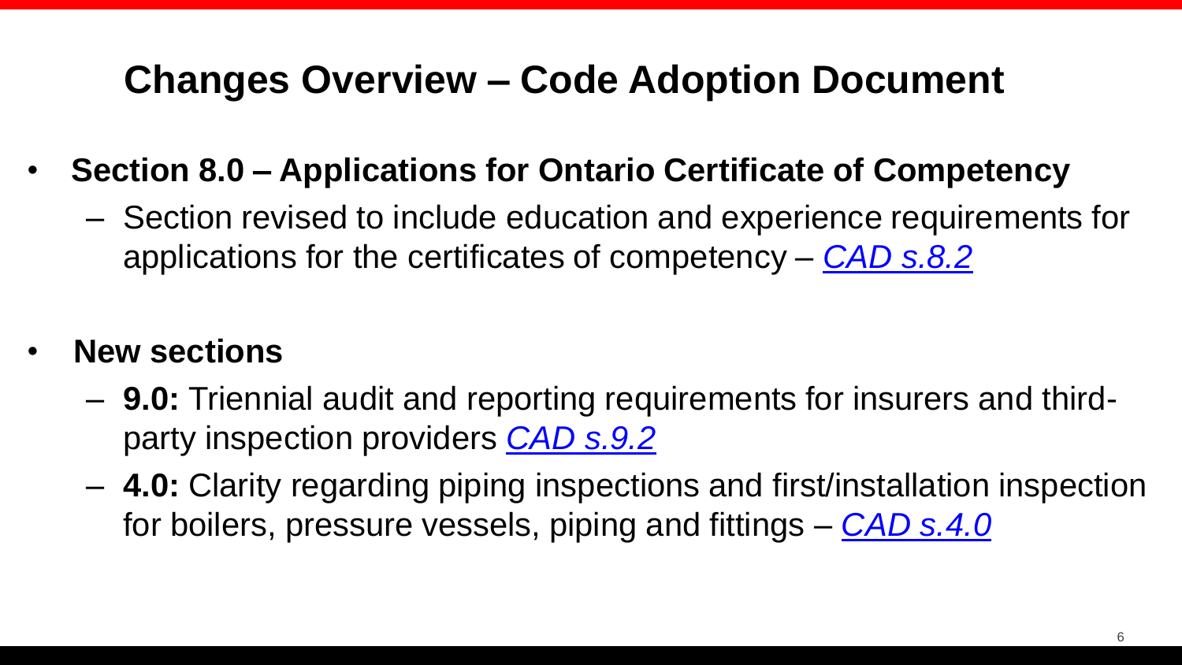# Changes Overview – Code Adoption Document

- **Section 8.0 – Applications for Ontario Certificate of Competency**
  - Section revised to include education and experience requirements for applications for the certificates of competency – *CAD s.8.2*

- **New sections**
  - **9.0:** Triennial audit and reporting requirements for insurers and third-party inspection providers *CAD s.9.2*
  - **4.0:** Clarity regarding piping inspections and first/installation inspection for boilers, pressure vessels, piping and fittings – *CAD s.4.0*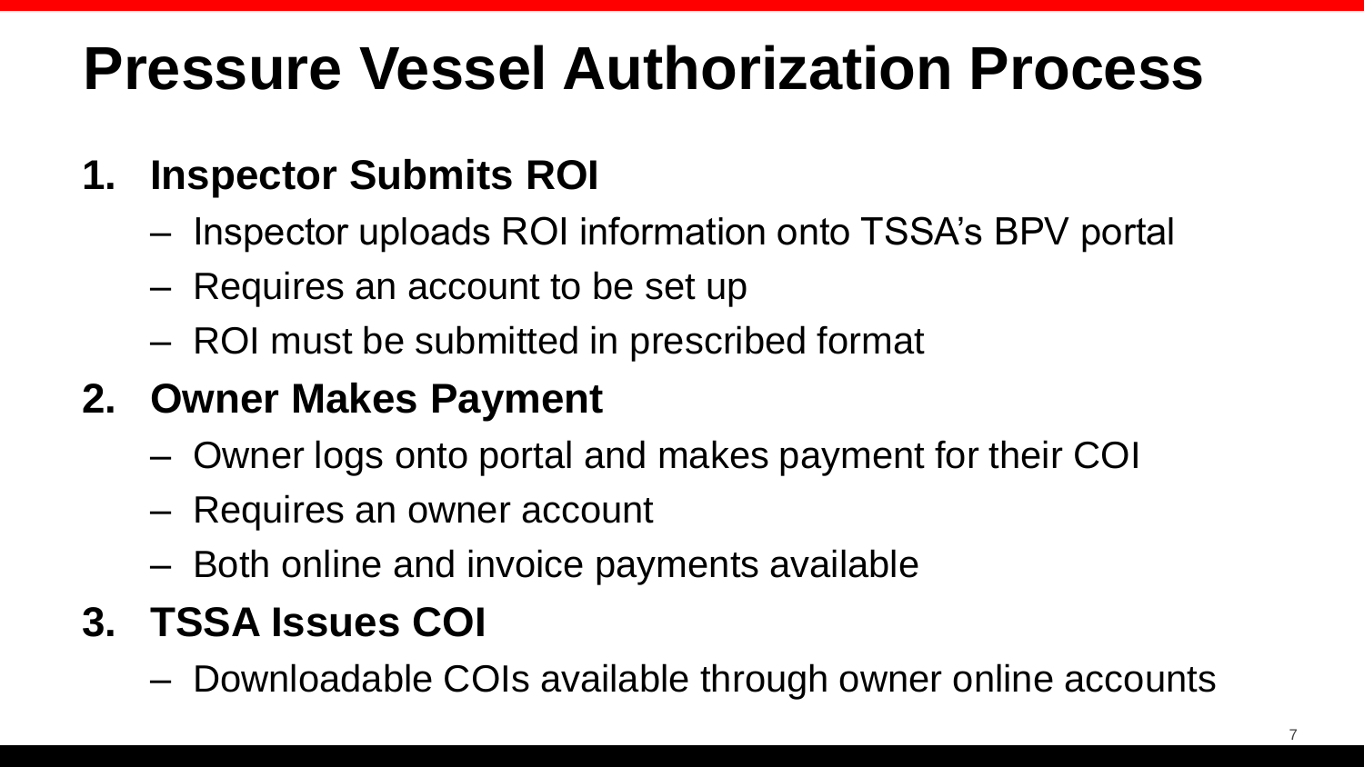# Pressure Vessel Authorization Process

1. **Inspector Submits ROI**
   - Inspector uploads ROI information onto TSSA's BPV portal
   - Requires an account to be set up
   - ROI must be submitted in prescribed format
2. **Owner Makes Payment**
   - Owner logs onto portal and makes payment for their COI
   - Requires an owner account
   - Both online and invoice payments available
3. **TSSA Issues COI**
   - Downloadable COIs available through owner online accounts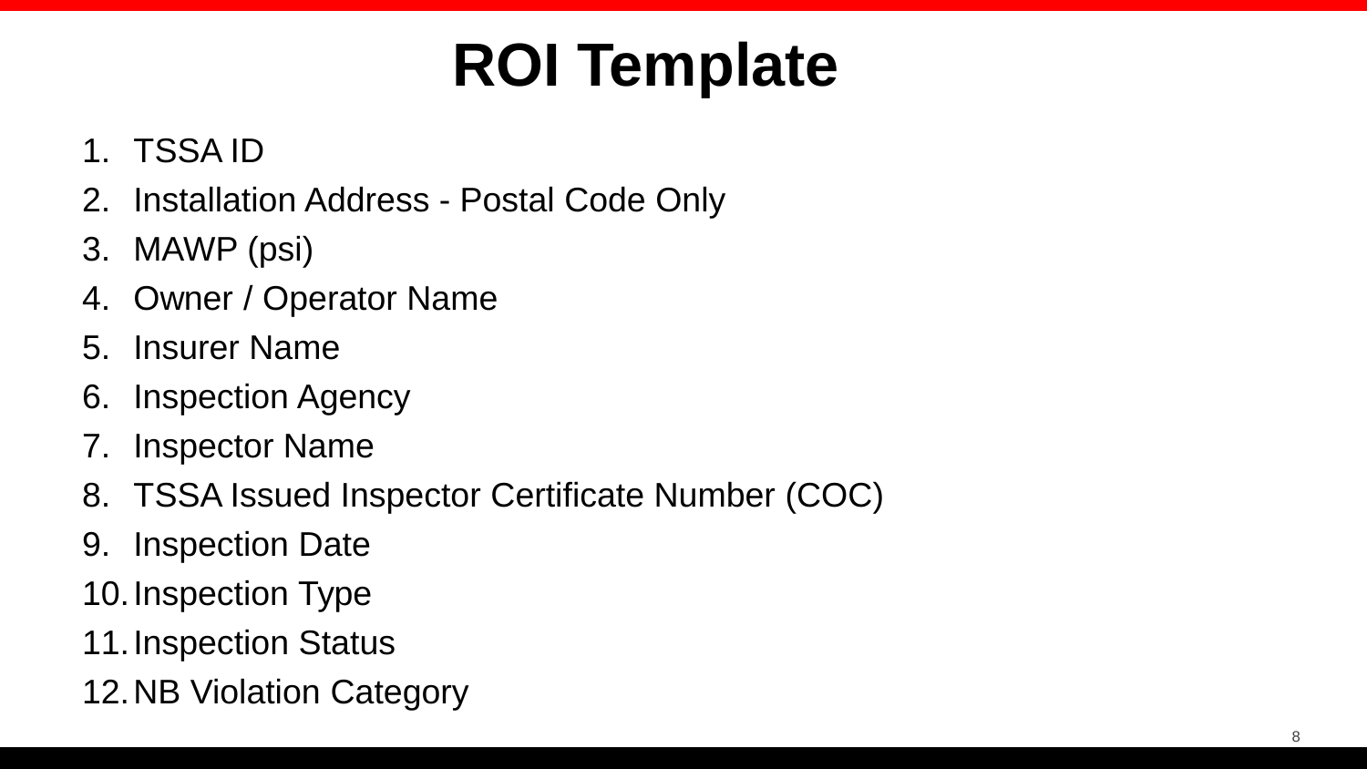# ROI Template

1. TSSA ID
2. Installation Address - Postal Code Only
3. MAWP (psi)
4. Owner / Operator Name
5. Insurer Name
6. Inspection Agency
7. Inspector Name
8. TSSA Issued Inspector Certificate Number (COC)
9. Inspection Date
10. Inspection Type
11. Inspection Status
12. NB Violation Category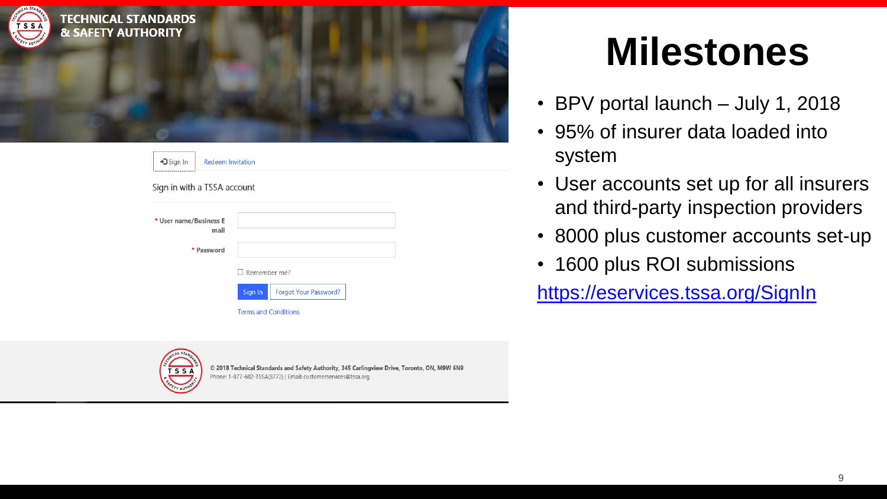# Milestones

- BPV portal launch – July 1, 2018
- 95% of insurer data loaded into system
- User accounts set up for all insurers and third-party inspection providers
- 8000 plus customer accounts set-up
- 1600 plus ROI submissions

https://eservices.tssa.org/SignIn

TECHNICAL STANDARDS & SAFETY AUTHORITY

Sign In | Redeem Invitation

Sign in with a TSSA account

* User name/Business E mail

* Password

Remember me?

Sign In | Forgot Your Password?

Terms and Conditions

© 2018 Technical Standards and Safety Authority, 345 Carlingview Drive, Toronto, ON, M9W 6N9
Phone: 1-877-682-TSSA(8772) | Email: customerservices@tssa.org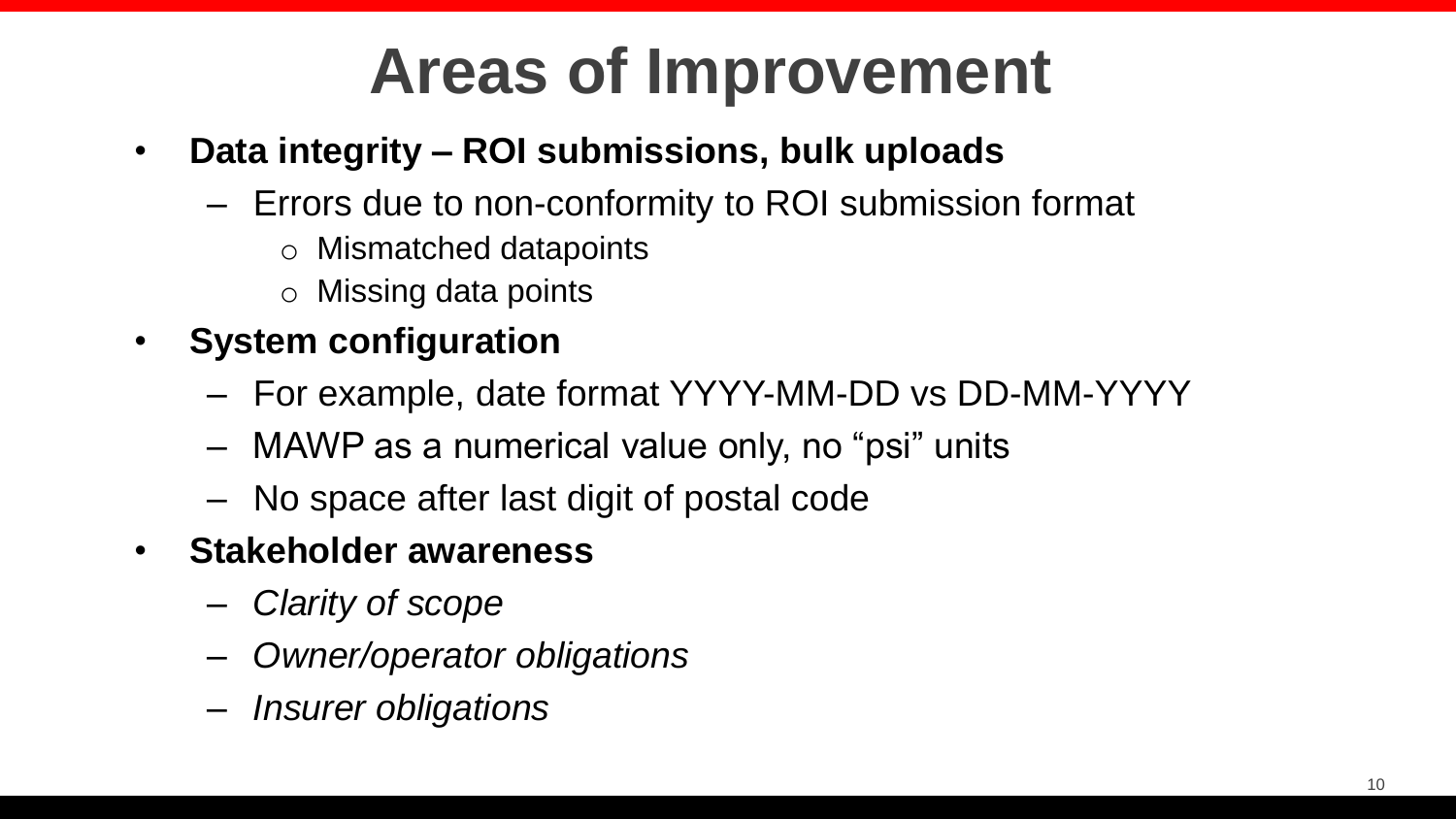# Areas of Improvement

- **Data integrity – ROI submissions, bulk uploads**
  - Errors due to non-conformity to ROI submission format
    - Mismatched datapoints
    - Missing data points
- **System configuration**
  - For example, date format YYYY-MM-DD vs DD-MM-YYYY
  - MAWP as a numerical value only, no "psi" units
  - No space after last digit of postal code
- **Stakeholder awareness**
  - *Clarity of scope*
  - *Owner/operator obligations*
  - *Insurer obligations*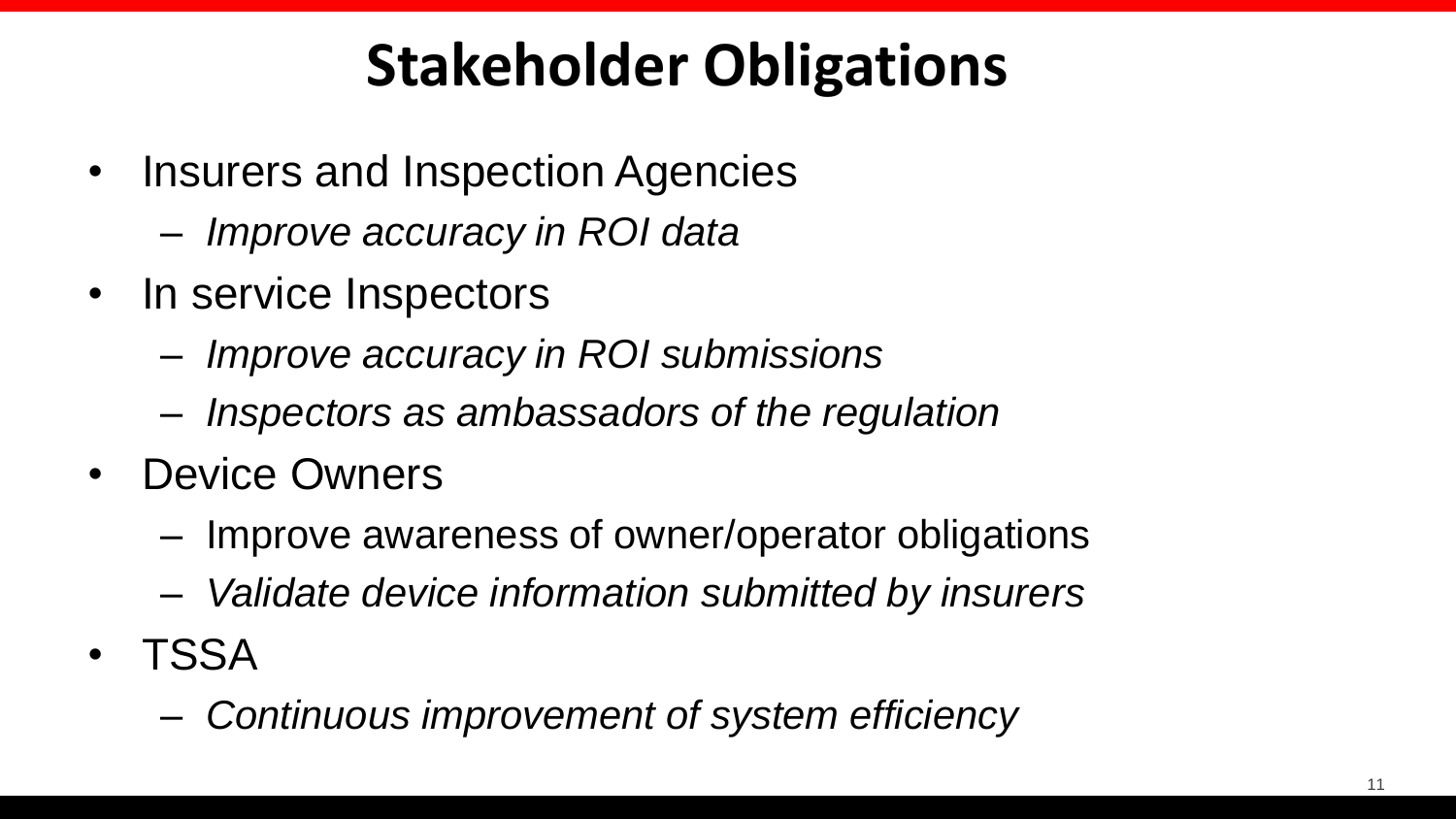# Stakeholder Obligations

- Insurers and Inspection Agencies
  - *Improve accuracy in ROI data*
- In service Inspectors
  - *Improve accuracy in ROI submissions*
  - *Inspectors as ambassadors of the regulation*
- Device Owners
  - Improve awareness of owner/operator obligations
  - *Validate device information submitted by insurers*
- TSSA
  - *Continuous improvement of system efficiency*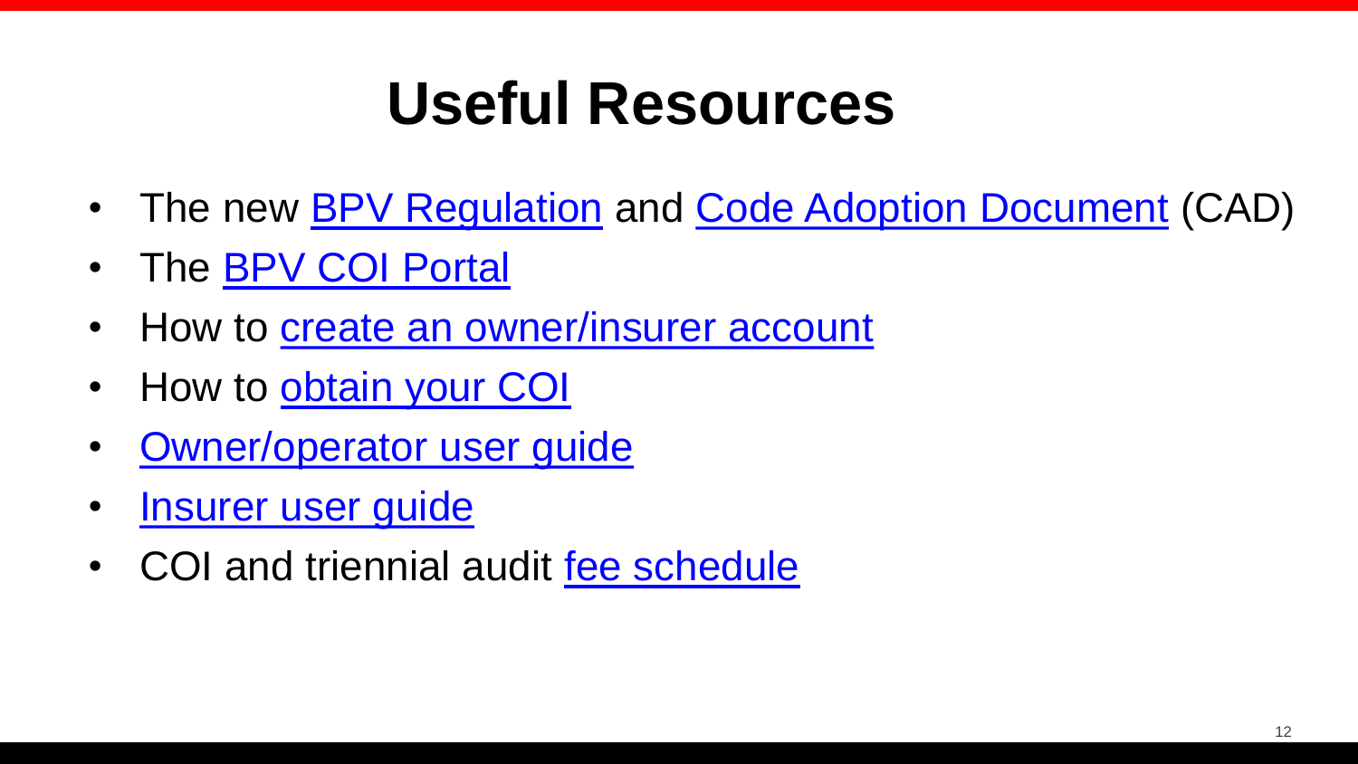# Useful Resources

- The new BPV Regulation and Code Adoption Document (CAD)
- The BPV COI Portal
- How to create an owner/insurer account
- How to obtain your COI
- Owner/operator user guide
- Insurer user guide
- COI and triennial audit fee schedule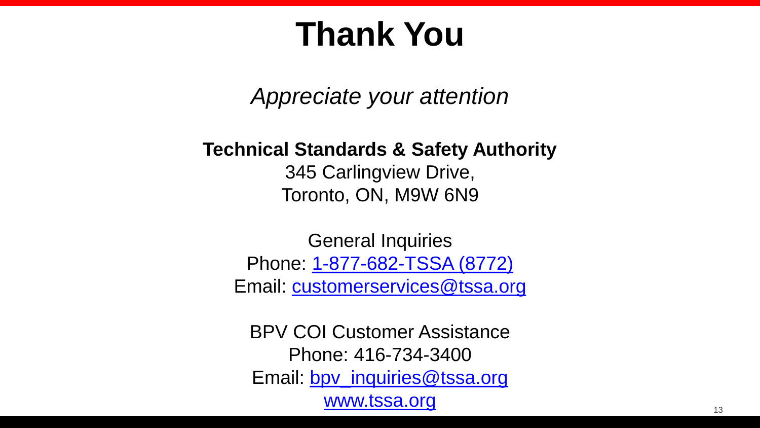# Thank You

*Appreciate your attention*

**Technical Standards & Safety Authority**
345 Carlingview Drive,
Toronto, ON, M9W 6N9

General Inquiries
Phone: 1-877-682-TSSA (8772)
Email: customerservices@tssa.org

BPV COI Customer Assistance
Phone: 416-734-3400
Email: bpv_inquiries@tssa.org
www.tssa.org